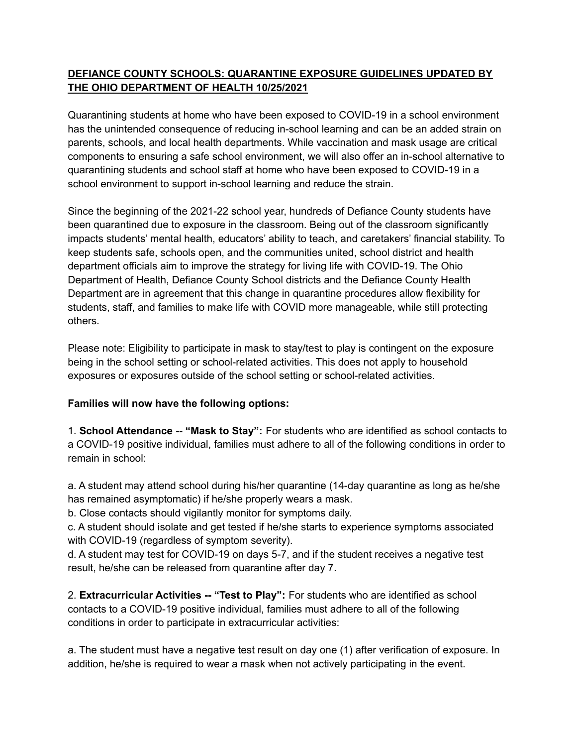# **DEFIANCE COUNTY SCHOOLS: QUARANTINE EXPOSURE GUIDELINES UPDATED BY THE OHIO DEPARTMENT OF HEALTH 10/25/2021**

Quarantining students at home who have been exposed to COVID-19 in a school environment has the unintended consequence of reducing in-school learning and can be an added strain on parents, schools, and local health departments. While vaccination and mask usage are critical components to ensuring a safe school environment, we will also offer an in-school alternative to quarantining students and school staff at home who have been exposed to COVID-19 in a school environment to support in-school learning and reduce the strain.

Since the beginning of the 2021-22 school year, hundreds of Defiance County students have been quarantined due to exposure in the classroom. Being out of the classroom significantly impacts students' mental health, educators' ability to teach, and caretakers' financial stability. To keep students safe, schools open, and the communities united, school district and health department officials aim to improve the strategy for living life with COVID-19. The Ohio Department of Health, Defiance County School districts and the Defiance County Health Department are in agreement that this change in quarantine procedures allow flexibility for students, staff, and families to make life with COVID more manageable, while still protecting others.

Please note: Eligibility to participate in mask to stay/test to play is contingent on the exposure being in the school setting or school-related activities. This does not apply to household exposures or exposures outside of the school setting or school-related activities.

**Families will now have the following options:**

1. **School Attendance -- "Mask to Stay":** For students who are identified as school contacts to a COVID-19 positive individual, families must adhere to all of the following conditions in order to remain in school:

a. A student may attend school during his/her quarantine (14-day quarantine as long as he/she has remained asymptomatic) if he/she properly wears a mask.
b. Close contacts should vigilantly monitor for symptoms daily.
c. A student should isolate and get tested if he/she starts to experience symptoms associated with COVID-19 (regardless of symptom severity).
d. A student may test for COVID-19 on days 5-7, and if the student receives a negative test result, he/she can be released from quarantine after day 7.

2. **Extracurricular Activities -- "Test to Play":** For students who are identified as school contacts to a COVID-19 positive individual, families must adhere to all of the following conditions in order to participate in extracurricular activities:

a. The student must have a negative test result on day one (1) after verification of exposure. In addition, he/she is required to wear a mask when not actively participating in the event.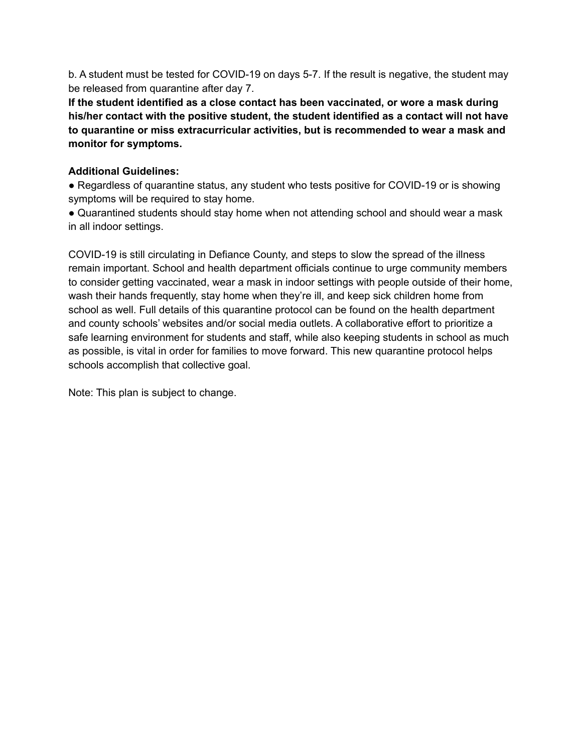b. A student must be tested for COVID-19 on days 5-7. If the result is negative, the student may be released from quarantine after day 7.

**If the student identified as a close contact has been vaccinated, or wore a mask during his/her contact with the positive student, the student identified as a contact will not have to quarantine or miss extracurricular activities, but is recommended to wear a mask and monitor for symptoms.**

**Additional Guidelines:**

- Regardless of quarantine status, any student who tests positive for COVID-19 or is showing symptoms will be required to stay home.
- Quarantined students should stay home when not attending school and should wear a mask in all indoor settings.

COVID-19 is still circulating in Defiance County, and steps to slow the spread of the illness remain important. School and health department officials continue to urge community members to consider getting vaccinated, wear a mask in indoor settings with people outside of their home, wash their hands frequently, stay home when they're ill, and keep sick children home from school as well. Full details of this quarantine protocol can be found on the health department and county schools' websites and/or social media outlets. A collaborative effort to prioritize a safe learning environment for students and staff, while also keeping students in school as much as possible, is vital in order for families to move forward. This new quarantine protocol helps schools accomplish that collective goal.

Note: This plan is subject to change.